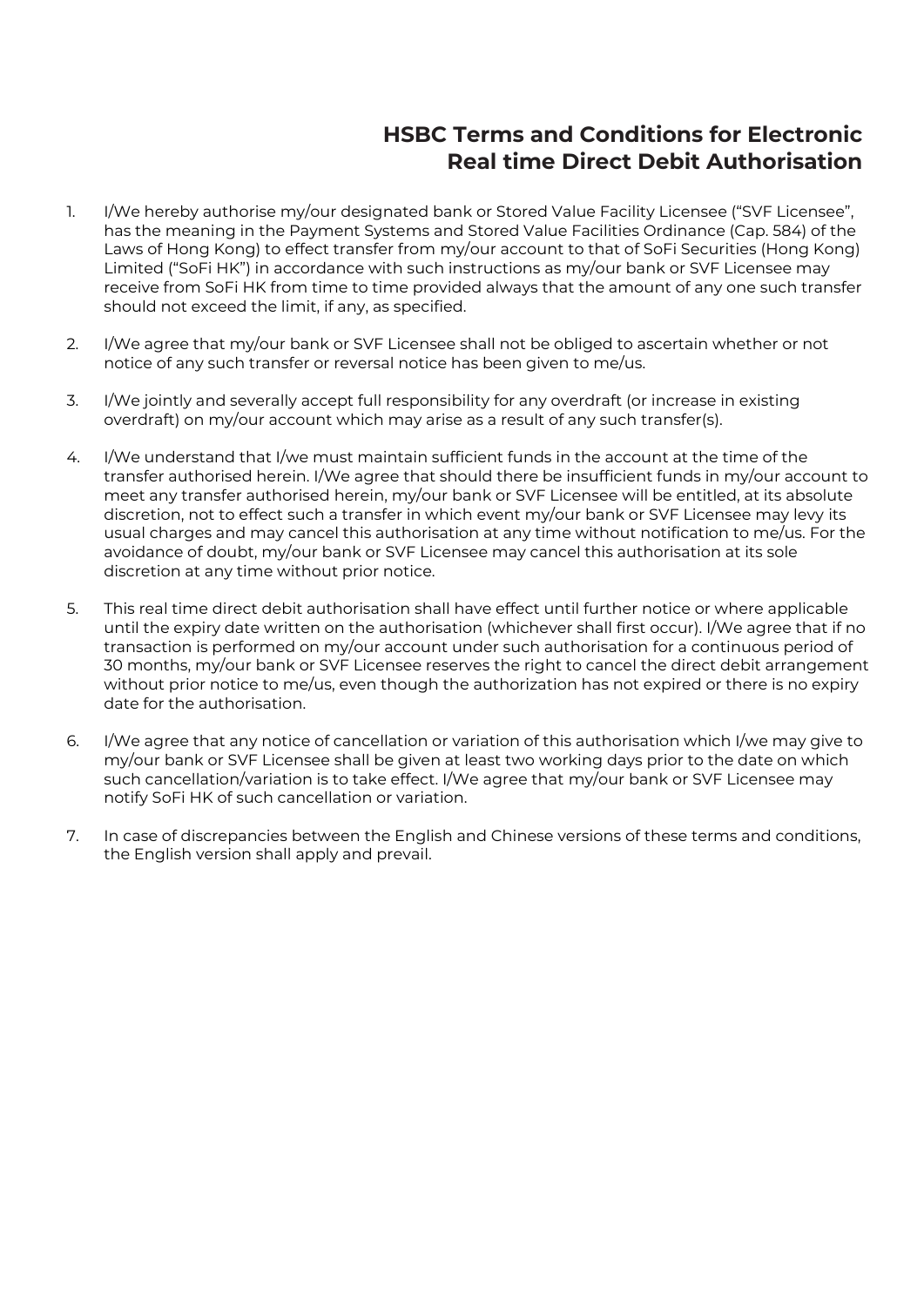# HSBC Terms and Conditions for Electronic Real time Direct Debit Authorisation

1. I/We hereby authorise my/our designated bank or Stored Value Facility Licensee ("SVF Licensee", has the meaning in the Payment Systems and Stored Value Facilities Ordinance (Cap. 584) of the Laws of Hong Kong) to effect transfer from my/our account to that of SoFi Securities (Hong Kong) Limited ("SoFi HK") in accordance with such instructions as my/our bank or SVF Licensee may receive from SoFi HK from time to time provided always that the amount of any one such transfer should not exceed the limit, if any, as specified.

2. I/We agree that my/our bank or SVF Licensee shall not be obliged to ascertain whether or not notice of any such transfer or reversal notice has been given to me/us.

3. I/We jointly and severally accept full responsibility for any overdraft (or increase in existing overdraft) on my/our account which may arise as a result of any such transfer(s).

4. I/We understand that I/we must maintain sufficient funds in the account at the time of the transfer authorised herein. I/We agree that should there be insufficient funds in my/our account to meet any transfer authorised herein, my/our bank or SVF Licensee will be entitled, at its absolute discretion, not to effect such a transfer in which event my/our bank or SVF Licensee may levy its usual charges and may cancel this authorisation at any time without notification to me/us. For the avoidance of doubt, my/our bank or SVF Licensee may cancel this authorisation at its sole discretion at any time without prior notice.

5. This real time direct debit authorisation shall have effect until further notice or where applicable until the expiry date written on the authorisation (whichever shall first occur). I/We agree that if no transaction is performed on my/our account under such authorisation for a continuous period of 30 months, my/our bank or SVF Licensee reserves the right to cancel the direct debit arrangement without prior notice to me/us, even though the authorization has not expired or there is no expiry date for the authorisation.

6. I/We agree that any notice of cancellation or variation of this authorisation which I/we may give to my/our bank or SVF Licensee shall be given at least two working days prior to the date on which such cancellation/variation is to take effect. I/We agree that my/our bank or SVF Licensee may notify SoFi HK of such cancellation or variation.

7. In case of discrepancies between the English and Chinese versions of these terms and conditions, the English version shall apply and prevail.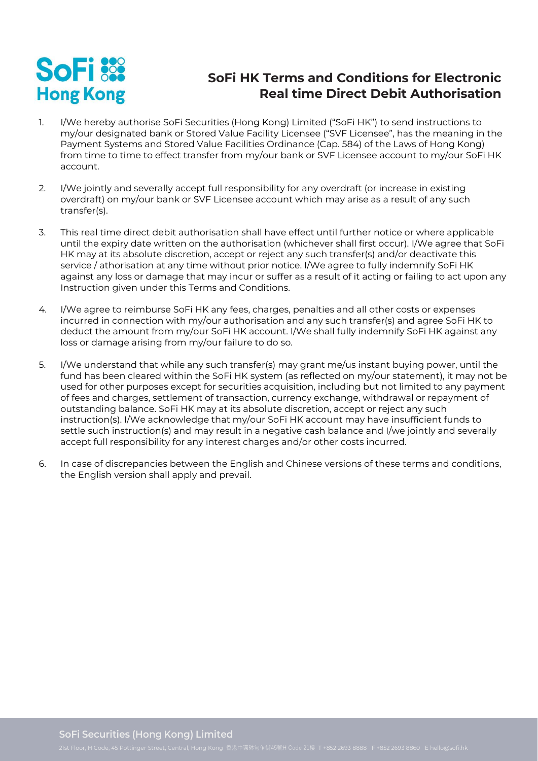# SoFi HK Terms and Conditions for Electronic Real time Direct Debit Authorisation

1. I/We hereby authorise SoFi Securities (Hong Kong) Limited ("SoFi HK") to send instructions to my/our designated bank or Stored Value Facility Licensee ("SVF Licensee", has the meaning in the Payment Systems and Stored Value Facilities Ordinance (Cap. 584) of the Laws of Hong Kong) from time to time to effect transfer from my/our bank or SVF Licensee account to my/our SoFi HK account.

2. I/We jointly and severally accept full responsibility for any overdraft (or increase in existing overdraft) on my/our bank or SVF Licensee account which may arise as a result of any such transfer(s).

3. This real time direct debit authorisation shall have effect until further notice or where applicable until the expiry date written on the authorisation (whichever shall first occur). I/We agree that SoFi HK may at its absolute discretion, accept or reject any such transfer(s) and/or deactivate this service / athorisation at any time without prior notice. I/We agree to fully indemnify SoFi HK against any loss or damage that may incur or suffer as a result of it acting or failing to act upon any Instruction given under this Terms and Conditions.

4. I/We agree to reimburse SoFi HK any fees, charges, penalties and all other costs or expenses incurred in connection with my/our authorisation and any such transfer(s) and agree SoFi HK to deduct the amount from my/our SoFi HK account. I/We shall fully indemnify SoFi HK against any loss or damage arising from my/our failure to do so.

5. I/We understand that while any such transfer(s) may grant me/us instant buying power, until the fund has been cleared within the SoFi HK system (as reflected on my/our statement), it may not be used for other purposes except for securities acquisition, including but not limited to any payment of fees and charges, settlement of transaction, currency exchange, withdrawal or repayment of outstanding balance. SoFi HK may at its absolute discretion, accept or reject any such instruction(s). I/We acknowledge that my/our SoFi HK account may have insufficient funds to settle such instruction(s) and may result in a negative cash balance and I/we jointly and severally accept full responsibility for any interest charges and/or other costs incurred.

6. In case of discrepancies between the English and Chinese versions of these terms and conditions, the English version shall apply and prevail.